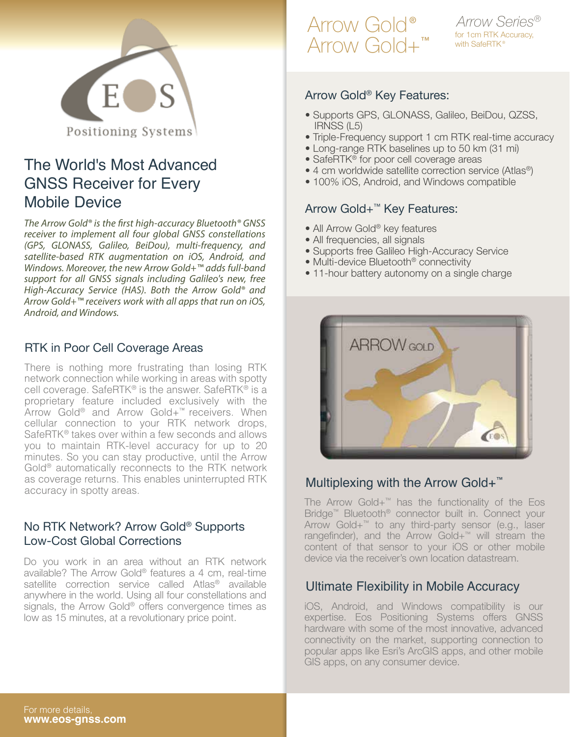EOS Positioning Systems

# The World's Most Advanced GNSS Receiver for Every Mobile Device

*The Arrow Gold® is the first high-accuracy Bluetooth® GNSS receiver to implement all four global GNSS constellations (GPS, GLONASS, Galileo, BeiDou), multi-frequency, and satellite-based RTK augmentation on iOS, Android, and Windows. Moreover, the new Arrow Gold+™ adds full-band support for all GNSS signals including Galileo's new, free High-Accuracy Service (HAS). Both the Arrow Gold® and Arrow Gold+™ receivers work with all apps that run on iOS, Android, and Windows.*

## RTK in Poor Cell Coverage Areas

There is nothing more frustrating than losing RTK network connection while working in areas with spotty cell coverage. SafeRTK® is the answer. SafeRTK® is a proprietary feature included exclusively with the Arrow Gold® and Arrow Gold+™ receivers. When cellular connection to your RTK network drops, SafeRTK® takes over within a few seconds and allows you to maintain RTK-level accuracy for up to 20 minutes. So you can stay productive, until the Arrow Gold® automatically reconnects to the RTK network as coverage returns. This enables uninterrupted RTK accuracy in spotty areas.

## No RTK Network? Arrow Gold® Supports Low-Cost Global Corrections

Do you work in an area without an RTK network available? The Arrow Gold® features a 4 cm, real-time satellite correction service called Atlas® available anywhere in the world. Using all four constellations and signals, the Arrow Gold® offers convergence times as low as 15 minutes, at a revolutionary price point.

For more details,
**www.eos-gnss.com**

# Arrow Gold® Arrow Gold+™

*Arrow Series®*
for 1cm RTK Accuracy, with SafeRTK®

## Arrow Gold® Key Features:

- Supports GPS, GLONASS, Galileo, BeiDou, QZSS, IRNSS (L5)
- Triple-Frequency support 1 cm RTK real-time accuracy
- Long-range RTK baselines up to 50 km (31 mi)
- SafeRTK® for poor cell coverage areas
- 4 cm worldwide satellite correction service (Atlas®)
- 100% iOS, Android, and Windows compatible

## Arrow Gold+™ Key Features:

- All Arrow Gold® key features
- All frequencies, all signals
- Supports free Galileo High-Accuracy Service
- Multi-device Bluetooth® connectivity
- 11-hour battery autonomy on a single charge

## Multiplexing with the Arrow Gold+™

The Arrow Gold+™ has the functionality of the Eos Bridge™ Bluetooth® connector built in. Connect your Arrow Gold+™ to any third-party sensor (e.g., laser rangefinder), and the Arrow Gold+™ will stream the content of that sensor to your iOS or other mobile device via the receiver's own location datastream.

## Ultimate Flexibility in Mobile Accuracy

iOS, Android, and Windows compatibility is our expertise. Eos Positioning Systems offers GNSS hardware with some of the most innovative, advanced connectivity on the market, supporting connection to popular apps like Esri's ArcGIS apps, and other mobile GIS apps, on any consumer device.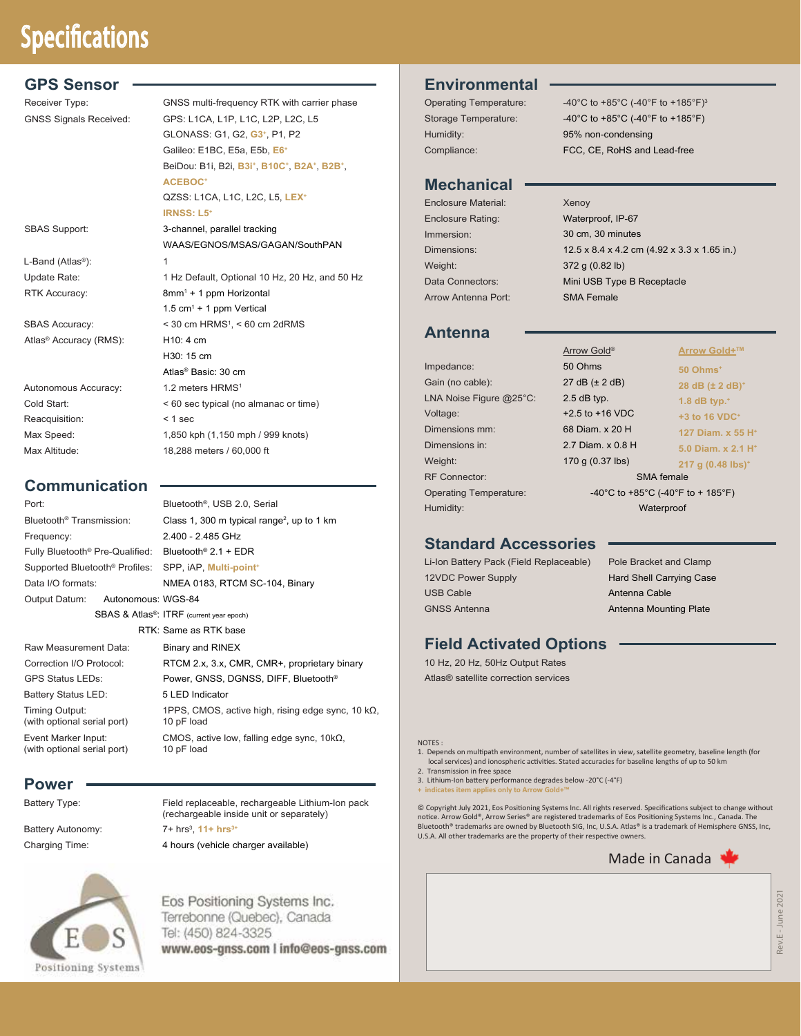# Specifications

## GPS Sensor

| | |
|---|---|
| Receiver Type: | GNSS multi-frequency RTK with carrier phase |
| GNSS Signals Received: | GPS: L1CA, L1P, L1C, L2P, L2C, L5<br>GLONASS: G1, G2, G3+, P1, P2<br>Galileo: E1BC, E5a, E5b, E6+<br>BeiDou: B1i, B2i, B3i+, B10C+, B2A+, B2B+, ACEBOC+<br>QZSS: L1CA, L1C, L2C, L5, LEX+<br>IRNSS: L5+ |
| SBAS Support: | 3-channel, parallel tracking<br>WAAS/EGNOS/MSAS/GAGAN/SouthPAN |
| L-Band (Atlas®): | 1 |
| Update Rate: | 1 Hz Default, Optional 10 Hz, 20 Hz, and 50 Hz |
| RTK Accuracy: | 8mm[1] + 1 ppm Horizontal<br>1.5 cm[1] + 1 ppm Vertical |
| SBAS Accuracy: | < 30 cm HRMS[1], < 60 cm 2dRMS |
| Atlas® Accuracy (RMS): | H10: 4 cm<br>H30: 15 cm<br>Atlas® Basic: 30 cm |
| Autonomous Accuracy: | 1.2 meters HRMS[1] |
| Cold Start: | < 60 sec typical (no almanac or time) |
| Reacquisition: | < 1 sec |
| Max Speed: | 1,850 kph (1,150 mph / 999 knots) |
| Max Altitude: | 18,288 meters / 60,000 ft |

## Communication

| | |
|---|---|
| Port: | Bluetooth®, USB 2.0, Serial |
| Bluetooth® Transmission: | Class 1, 300 m typical range[2], up to 1 km |
| Frequency: | 2.400 - 2.485 GHz |
| Fully Bluetooth® Pre-Qualified: | Bluetooth® 2.1 + EDR |
| Supported Bluetooth® Profiles: | SPP, iAP, Multi-point+ |
| Data I/O formats: | NMEA 0183, RTCM SC-104, Binary |
| Output Datum: Autonomous: | WGS-84 |
| SBAS & Atlas®: | ITRF (current year epoch) |
| RTK: | Same as RTK base |
| Raw Measurement Data: | Binary and RINEX |
| Correction I/O Protocol: | RTCM 2.x, 3.x, CMR, CMR+, proprietary binary |
| GPS Status LEDs: | Power, GNSS, DGNSS, DIFF, Bluetooth® |
| Battery Status LED: | 5 LED Indicator |
| Timing Output: (with optional serial port) | 1PPS, CMOS, active high, rising edge sync, 10 kΩ, 10 pF load |
| Event Marker Input: (with optional serial port) | CMOS, active low, falling edge sync, 10kΩ, 10 pF load |

## Power

| | |
|---|---|
| Battery Type: | Field replaceable, rechargeable Lithium-Ion pack (rechargeable inside unit or separately) |
| Battery Autonomy: | 7+ hrs[3], 11+ hrs[3+] |
| Charging Time: | 4 hours (vehicle charger available) |

Eos Positioning Systems Inc.
Terrebonne (Quebec), Canada
Tel: (450) 824-3325
www.eos-gnss.com | info@eos-gnss.com

## Environmental

| | |
|---|---|
| Operating Temperature: | -40°C to +85°C (-40°F to +185°F)[3] |
| Storage Temperature: | -40°C to +85°C (-40°F to +185°F) |
| Humidity: | 95% non-condensing |
| Compliance: | FCC, CE, RoHS and Lead-free |

## Mechanical

| | |
|---|---|
| Enclosure Material: | Xenoy |
| Enclosure Rating: | Waterproof, IP-67 |
| Immersion: | 30 cm, 30 minutes |
| Dimensions: | 12.5 x 8.4 x 4.2 cm (4.92 x 3.3 x 1.65 in.) |
| Weight: | 372 g (0.82 lb) |
| Data Connectors: | Mini USB Type B Receptacle |
| Arrow Antenna Port: | SMA Female |

## Antenna

| | Arrow Gold® | Arrow Gold+™ |
|---|---|---|
| Impedance: | 50 Ohms | 50 Ohms+ |
| Gain (no cable): | 27 dB (± 2 dB) | 28 dB (± 2 dB)+ |
| LNA Noise Figure @25°C: | 2.5 dB typ. | 1.8 dB typ.+ |
| Voltage: | +2.5 to +16 VDC | +3 to 16 VDC+ |
| Dimensions mm: | 68 Diam. x 20 H | 127 Diam. x 55 H+ |
| Dimensions in: | 2.7 Diam. x 0.8 H | 5.0 Diam. x 2.1 H+ |
| Weight: | 170 g (0.37 lbs) | 217 g (0.48 lbs)+ |
| RF Connector: | SMA female | |
| Operating Temperature: | -40°C to +85°C (-40°F to + 185°F) | |
| Humidity: | Waterproof | |

## Standard Accessories

- Li-Ion Battery Pack (Field Replaceable)
- 12VDC Power Supply
- USB Cable
- GNSS Antenna
- Pole Bracket and Clamp
- Hard Shell Carrying Case
- Antenna Cable
- Antenna Mounting Plate

## Field Activated Options

10 Hz, 20 Hz, 50Hz Output Rates
Atlas® satellite correction services

NOTES :
1. Depends on multipath environment, number of satellites in view, satellite geometry, baseline length (for local services) and ionospheric activities. Stated accuracies for baseline lengths of up to 50 km
2. Transmission in free space
3. Lithium-Ion battery performance degrades below -20°C (-4°F)

\+ indicates item applies only to Arrow Gold+™

© Copyright July 2021, Eos Positioning Systems Inc. All rights reserved. Specifications subject to change without notice. Arrow Gold®, Arrow Series® are registered trademarks of Eos Positioning Systems Inc., Canada. The Bluetooth® trademarks are owned by Bluetooth SIG, Inc, U.S.A. Atlas® is a trademark of Hemisphere GNSS, Inc, U.S.A. All other trademarks are the property of their respective owners.

Made in Canada

Rev.E - June 2021